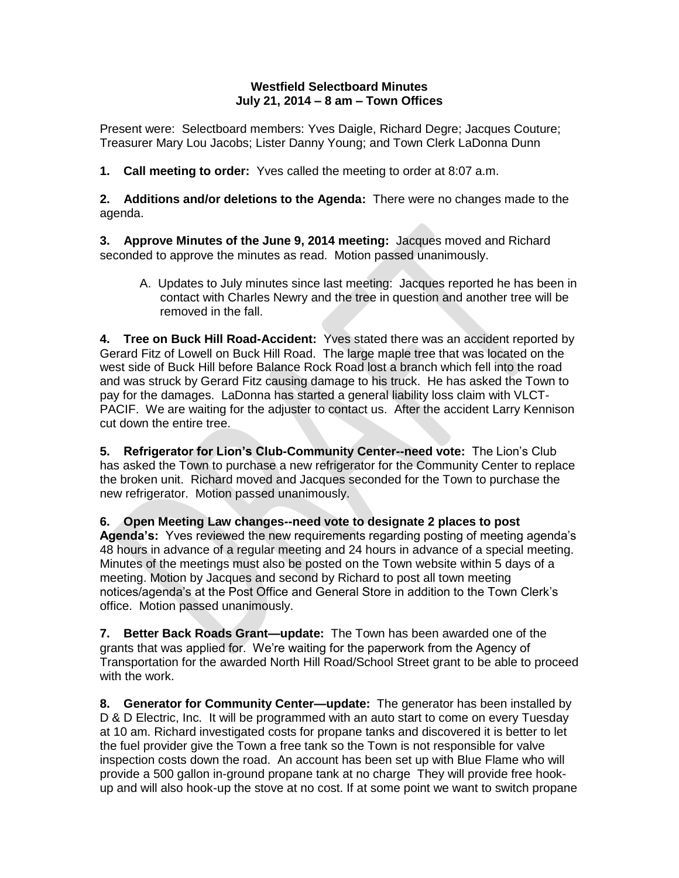**Westfield Selectboard Minutes**
**July 21, 2014 – 8 am – Town Offices**

Present were: Selectboard members: Yves Daigle, Richard Degre; Jacques Couture; Treasurer Mary Lou Jacobs; Lister Danny Young; and Town Clerk LaDonna Dunn

**1. Call meeting to order:** Yves called the meeting to order at 8:07 a.m.

**2. Additions and/or deletions to the Agenda:** There were no changes made to the agenda.

**3. Approve Minutes of the June 9, 2014 meeting:** Jacques moved and Richard seconded to approve the minutes as read. Motion passed unanimously.

A. Updates to July minutes since last meeting: Jacques reported he has been in contact with Charles Newry and the tree in question and another tree will be removed in the fall.

**4. Tree on Buck Hill Road-Accident:** Yves stated there was an accident reported by Gerard Fitz of Lowell on Buck Hill Road. The large maple tree that was located on the west side of Buck Hill before Balance Rock Road lost a branch which fell into the road and was struck by Gerard Fitz causing damage to his truck. He has asked the Town to pay for the damages. LaDonna has started a general liability loss claim with VLCT-PACIF. We are waiting for the adjuster to contact us. After the accident Larry Kennison cut down the entire tree.

**5. Refrigerator for Lion's Club-Community Center--need vote:** The Lion's Club has asked the Town to purchase a new refrigerator for the Community Center to replace the broken unit. Richard moved and Jacques seconded for the Town to purchase the new refrigerator. Motion passed unanimously.

**6. Open Meeting Law changes--need vote to designate 2 places to post Agenda's:** Yves reviewed the new requirements regarding posting of meeting agenda's 48 hours in advance of a regular meeting and 24 hours in advance of a special meeting. Minutes of the meetings must also be posted on the Town website within 5 days of a meeting. Motion by Jacques and second by Richard to post all town meeting notices/agenda's at the Post Office and General Store in addition to the Town Clerk's office. Motion passed unanimously.

**7. Better Back Roads Grant—update:** The Town has been awarded one of the grants that was applied for. We're waiting for the paperwork from the Agency of Transportation for the awarded North Hill Road/School Street grant to be able to proceed with the work.

**8. Generator for Community Center—update:** The generator has been installed by D & D Electric, Inc. It will be programmed with an auto start to come on every Tuesday at 10 am. Richard investigated costs for propane tanks and discovered it is better to let the fuel provider give the Town a free tank so the Town is not responsible for valve inspection costs down the road. An account has been set up with Blue Flame who will provide a 500 gallon in-ground propane tank at no charge They will provide free hook-up and will also hook-up the stove at no cost. If at some point we want to switch propane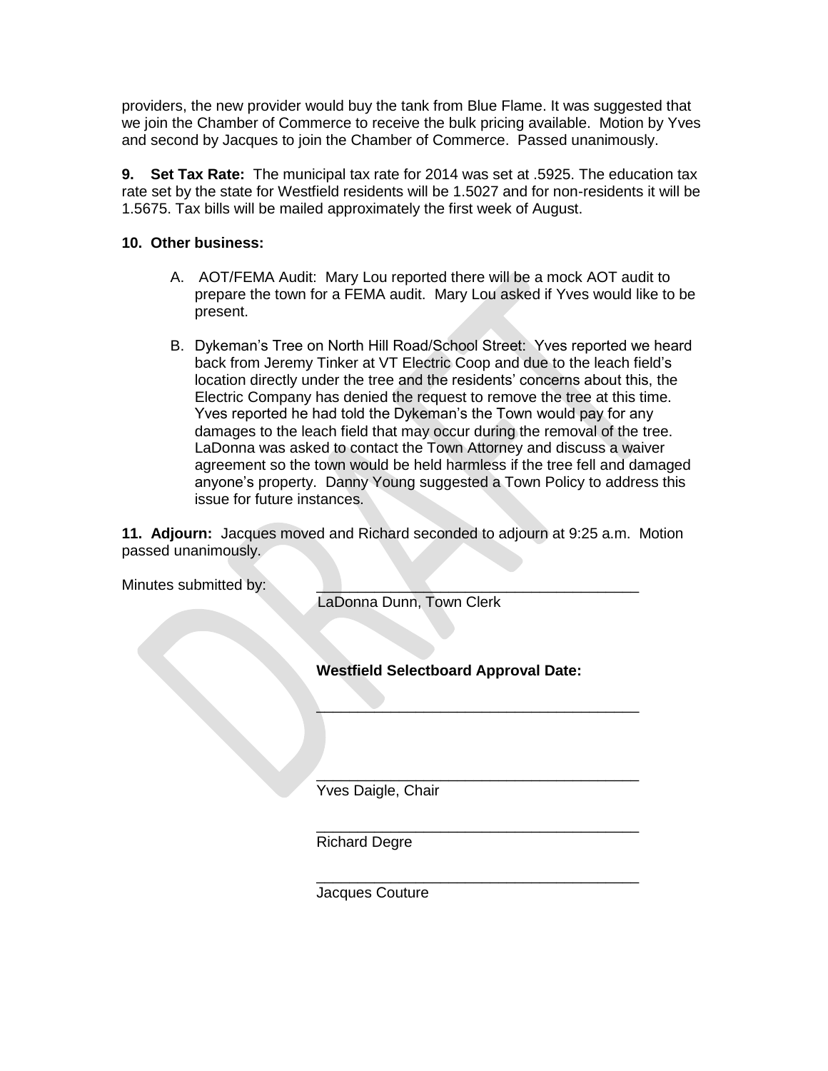providers, the new provider would buy the tank from Blue Flame. It was suggested that we join the Chamber of Commerce to receive the bulk pricing available. Motion by Yves and second by Jacques to join the Chamber of Commerce. Passed unanimously.

**9. Set Tax Rate:** The municipal tax rate for 2014 was set at .5925. The education tax rate set by the state for Westfield residents will be 1.5027 and for non-residents it will be 1.5675. Tax bills will be mailed approximately the first week of August.

**10. Other business:**

A. AOT/FEMA Audit: Mary Lou reported there will be a mock AOT audit to prepare the town for a FEMA audit. Mary Lou asked if Yves would like to be present.

B. Dykeman's Tree on North Hill Road/School Street: Yves reported we heard back from Jeremy Tinker at VT Electric Coop and due to the leach field's location directly under the tree and the residents' concerns about this, the Electric Company has denied the request to remove the tree at this time. Yves reported he had told the Dykeman's the Town would pay for any damages to the leach field that may occur during the removal of the tree. LaDonna was asked to contact the Town Attorney and discuss a waiver agreement so the town would be held harmless if the tree fell and damaged anyone's property. Danny Young suggested a Town Policy to address this issue for future instances.

**11. Adjourn:** Jacques moved and Richard seconded to adjourn at 9:25 a.m. Motion passed unanimously.

Minutes submitted by: \_\_\_\_\_\_\_\_\_\_\_\_\_\_\_\_\_\_\_\_\_\_\_\_\_\_\_\_\_\_\_\_\_\_\_\_\_\_\_\_
LaDonna Dunn, Town Clerk

**Westfield Selectboard Approval Date:**

\_\_\_\_\_\_\_\_\_\_\_\_\_\_\_\_\_\_\_\_\_\_\_\_\_\_\_\_\_\_\_\_\_\_\_\_\_\_\_\_

\_\_\_\_\_\_\_\_\_\_\_\_\_\_\_\_\_\_\_\_\_\_\_\_\_\_\_\_\_\_\_\_\_\_\_\_\_\_\_\_
Yves Daigle, Chair

\_\_\_\_\_\_\_\_\_\_\_\_\_\_\_\_\_\_\_\_\_\_\_\_\_\_\_\_\_\_\_\_\_\_\_\_\_\_\_\_
Richard Degre

\_\_\_\_\_\_\_\_\_\_\_\_\_\_\_\_\_\_\_\_\_\_\_\_\_\_\_\_\_\_\_\_\_\_\_\_\_\_\_\_
Jacques Couture